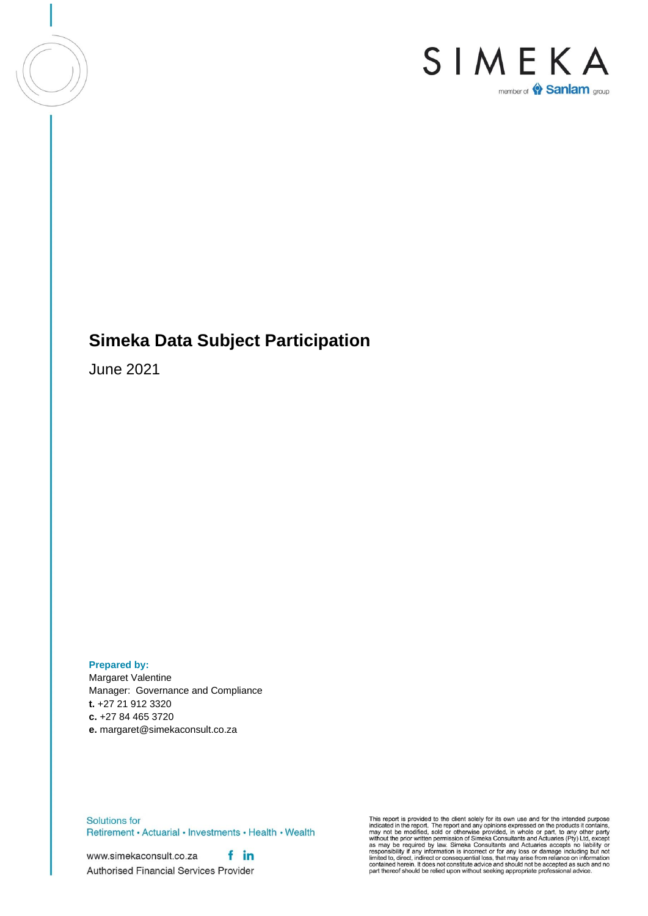SIMEKA

member of Sanlam group

# Simeka Data Subject Participation

June 2021

**Prepared by:**

Margaret Valentine
Manager: Governance and Compliance
**t.** +27 21 912 3320
**c.** +27 84 465 3720
**e.** margaret@simekaconsult.co.za

Solutions for
Retirement • Actuarial • Investments • Health • Wealth

www.simekaconsult.co.za

Authorised Financial Services Provider

This report is provided to the client solely for its own use and for the intended purpose indicated in the report. The report and any opinions expressed on the products it contains, may not be modified, sold or otherwise provided, in whole or part, to any other party without the prior written permission of Simeka Consultants and Actuaries (Pty) Ltd, except as may be required by law. Simeka Consultants and Actuaries accepts no liability or responsibility if any information is incorrect or for any loss or damage including but not limited to, direct, indirect or consequential loss, that may arise from reliance on information contained herein. It does not constitute advice and should not be accepted as such and no part thereof should be relied upon without seeking appropriate professional advice.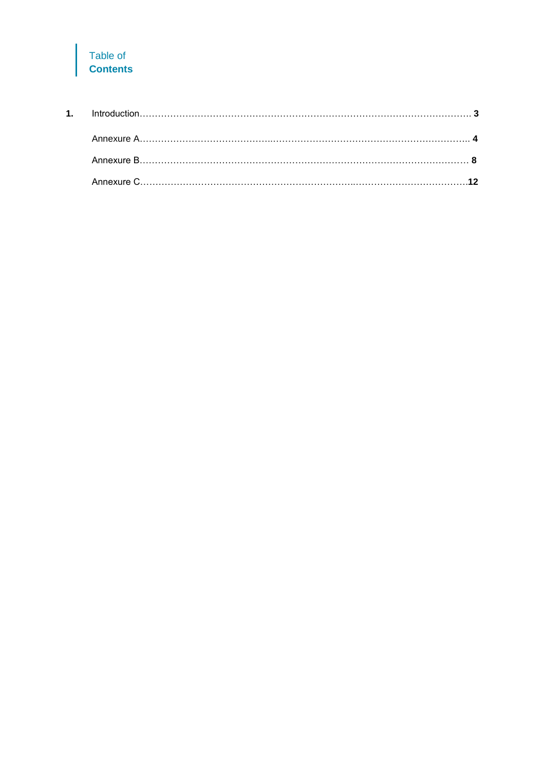# Table of **Contents**

| | | |
|---|---|---|
| **1.** | Introduction | **3** |
| | Annexure A | **4** |
| | Annexure B | **8** |
| | Annexure C | **12** |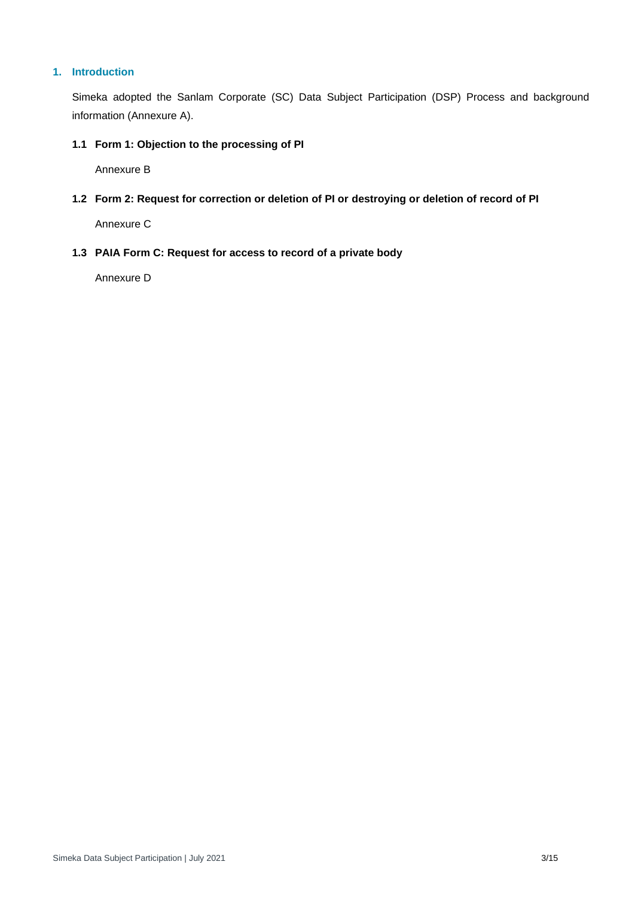## 1. Introduction

Simeka adopted the Sanlam Corporate (SC) Data Subject Participation (DSP) Process and background information (Annexure A).

### 1.1 Form 1: Objection to the processing of PI

Annexure B

### 1.2 Form 2: Request for correction or deletion of PI or destroying or deletion of record of PI

Annexure C

### 1.3 PAIA Form C: Request for access to record of a private body

Annexure D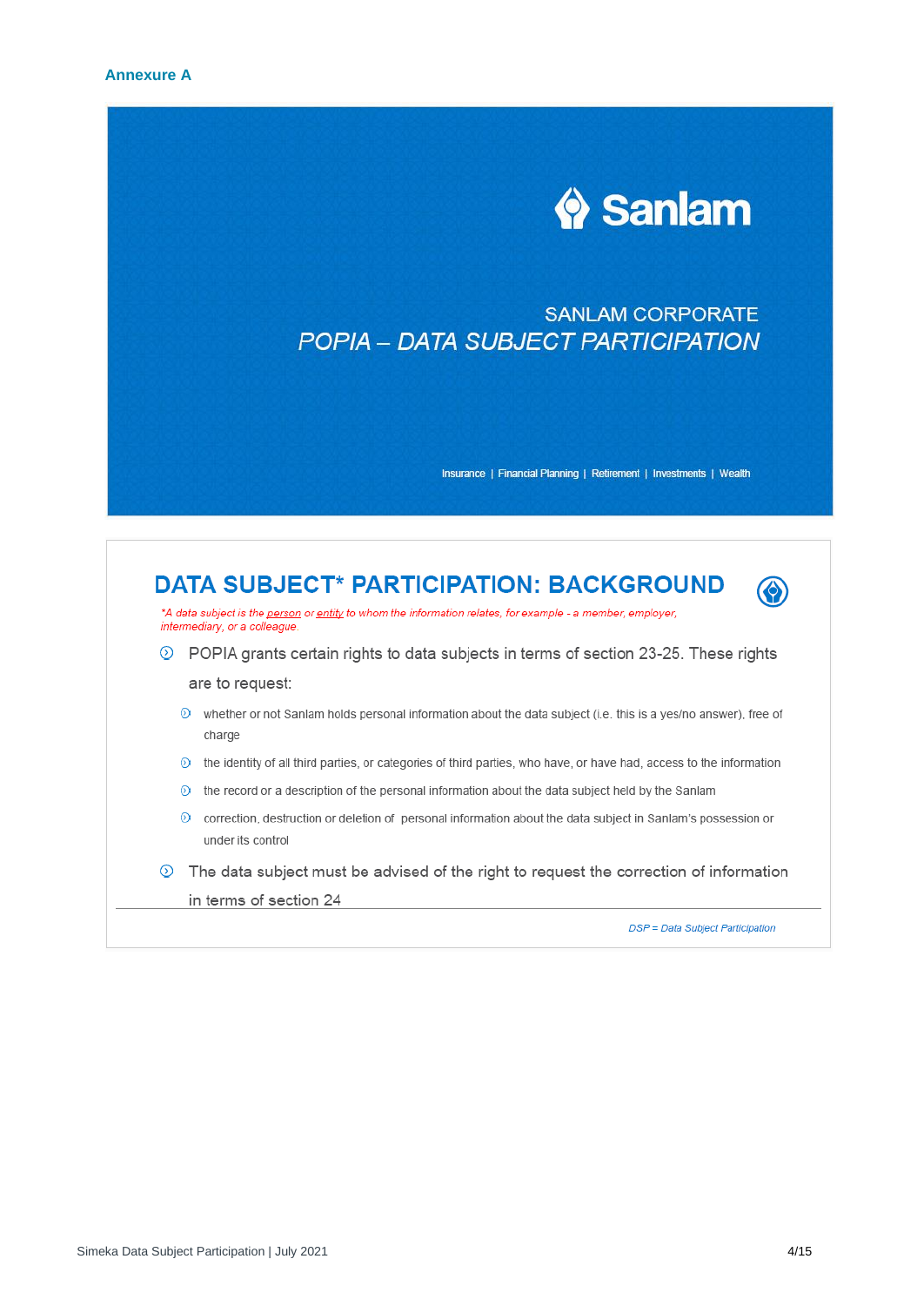**Annexure A**

Sanlam

SANLAM CORPORATE

*POPIA – DATA SUBJECT PARTICIPATION*

Insurance | Financial Planning | Retirement | Investments | Wealth

## DATA SUBJECT* PARTICIPATION: BACKGROUND

**A data subject is the person or entity to whom the information relates, for example - a member, employer, intermediary, or a colleague.*

- POPIA grants certain rights to data subjects in terms of section 23-25. These rights are to request:
  - whether or not Sanlam holds personal information about the data subject (i.e. this is a yes/no answer), free of charge
  - the identity of all third parties, or categories of third parties, who have, or have had, access to the information
  - the record or a description of the personal information about the data subject held by the Sanlam
  - correction, destruction or deletion of personal information about the data subject in Sanlam's possession or under its control
- The data subject must be advised of the right to request the correction of information in terms of section 24

*DSP = Data Subject Participation*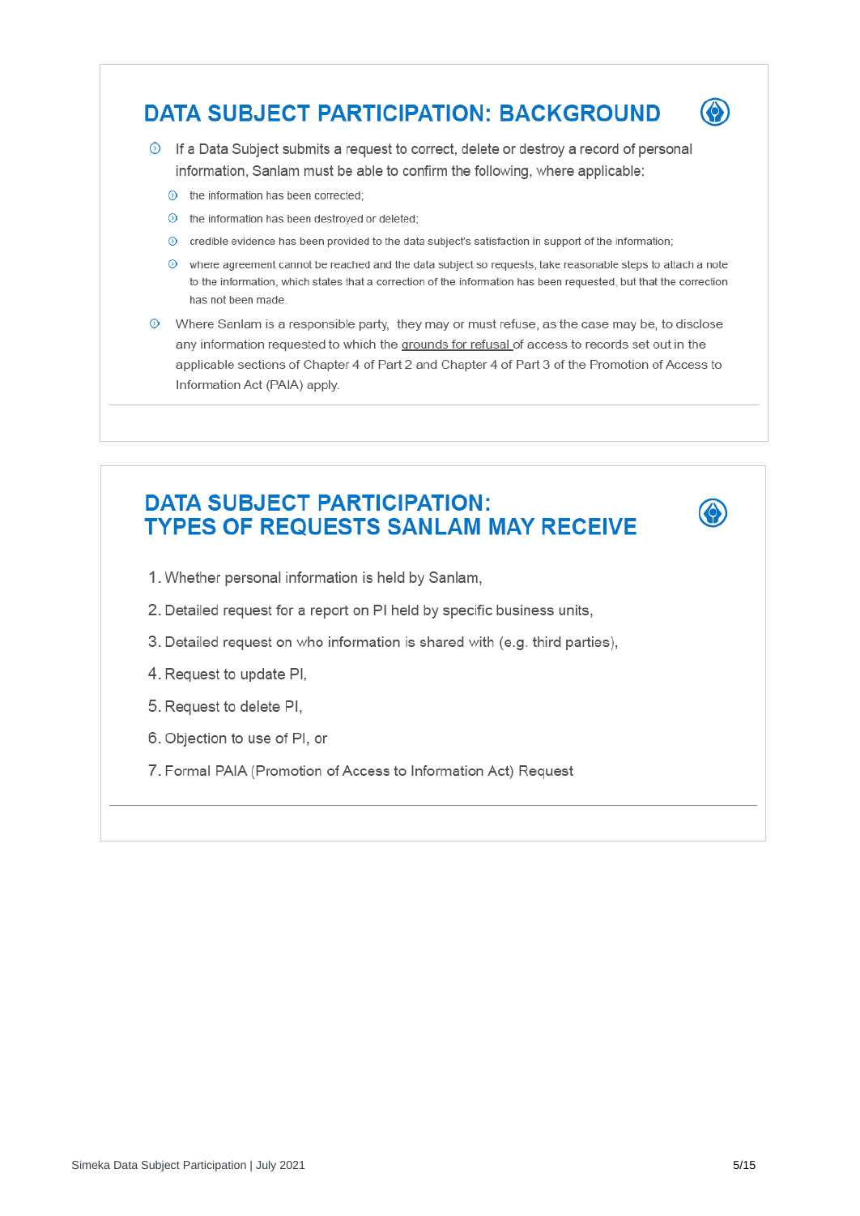## DATA SUBJECT PARTICIPATION: BACKGROUND

- If a Data Subject submits a request to correct, delete or destroy a record of personal information, Sanlam must be able to confirm the following, where applicable:
  - the information has been corrected;
  - the information has been destroyed or deleted;
  - credible evidence has been provided to the data subject's satisfaction in support of the information;
  - where agreement cannot be reached and the data subject so requests, take reasonable steps to attach a note to the information, which states that a correction of the information has been requested, but that the correction has not been made.
- Where Sanlam is a responsible party, they may or must refuse, as the case may be, to disclose any information requested to which the grounds for refusal of access to records set out in the applicable sections of Chapter 4 of Part 2 and Chapter 4 of Part 3 of the Promotion of Access to Information Act (PAIA) apply.

## DATA SUBJECT PARTICIPATION: TYPES OF REQUESTS SANLAM MAY RECEIVE

1. Whether personal information is held by Sanlam,
2. Detailed request for a report on PI held by specific business units,
3. Detailed request on who information is shared with (e.g. third parties),
4. Request to update PI,
5. Request to delete PI,
6. Objection to use of PI, or
7. Formal PAIA (Promotion of Access to Information Act) Request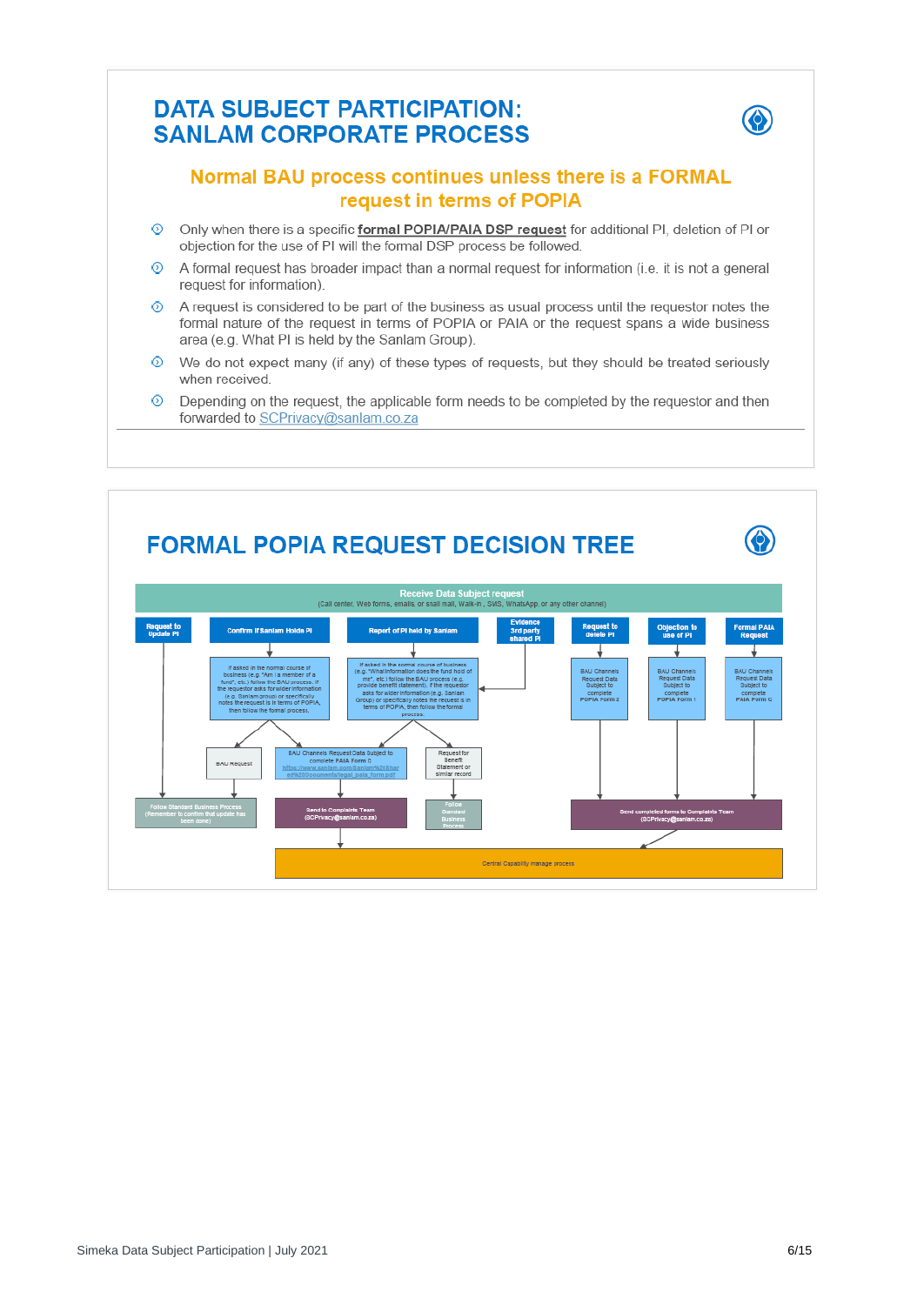# DATA SUBJECT PARTICIPATION: SANLAM CORPORATE PROCESS

## Normal BAU process continues unless there is a FORMAL request in terms of POPIA

- Only when there is a specific **formal POPIA/PAIA DSP request** for additional PI, deletion of PI or objection for the use of PI will the formal DSP process be followed.
- A formal request has broader impact than a normal request for information (i.e. it is not a general request for information).
- A request is considered to be part of the business as usual process until the requestor notes the formal nature of the request in terms of POPIA or PAIA or the request spans a wide business area (e.g. What PI is held by the Sanlam Group).
- We do not expect many (if any) of these types of requests, but they should be treated seriously when received.
- Depending on the request, the applicable form needs to be completed by the requestor and then forwarded to SCPrivacy@sanlam.co.za

# FORMAL POPIA REQUEST DECISION TREE

**Receive Data Subject request**
(Call center, Web forms, emails, or snail mail, Walk-in, SMS, WhatsApp, or any other channel)

- **Request to Update PI** → Follow Standard Business Process (Remember to confirm that update has been done)
- **Confirm if Sanlam Holds PI** → If asked in the normal course of business (e.g. "Am I a member of a fund", etc.) follow the BAU process. If the requestor asks for wider information (e.g. Sanlam group) or specifically notes the request is in terms of POPIA, then follow the formal process.
  - BAU Request → Follow Standard Business Process
  - BAU Channels Request Data Subject to complete PAIA Form C (https://www.sanlam.com/Sanlam%20Shared%20Documents/legal_paia_form.pdf) → Send to Complaints Team (SCPrivacy@sanlam.co.za) → Central Capability manage process
- **Report of PI held by Sanlam** → If asked in the normal course of business (e.g. "What information does the fund hold of me", etc.) follow the BAU process (e.g. provide benefit statement). If the requestor asks for wider information (e.g. Sanlam Group) or specifically notes the request is in terms of POPIA, then follow the formal process.
  - BAU Channels Request Data Subject to complete PAIA Form C → Send to Complaints Team (SCPrivacy@sanlam.co.za) → Central Capability manage process
  - Request for Benefit Statement or similar record → Follow Standard Business Process
- **Evidence 3rd party shared PI** → Report of PI held by Sanlam
- **Request to delete PI** → BAU Channels Request Data Subject to complete POPIA Form 2 → Send completed forms to Complaints Team (SCPrivacy@sanlam.co.za) → Central Capability manage process
- **Objection to use of PI** → BAU Channels Request Data Subject to complete POPIA Form 1 → Send completed forms to Complaints Team (SCPrivacy@sanlam.co.za) → Central Capability manage process
- **Formal PAIA Request** → BAU Channels Request Data Subject to complete PAIA Form C → Send completed forms to Complaints Team (SCPrivacy@sanlam.co.za) → Central Capability manage process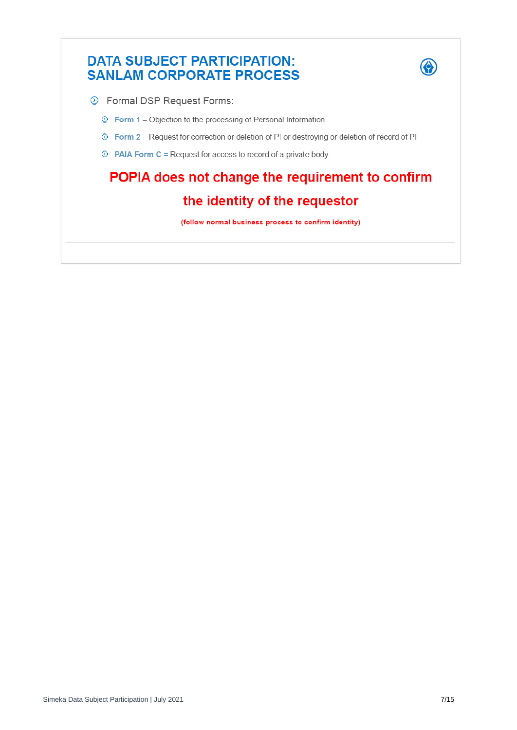# DATA SUBJECT PARTICIPATION: SANLAM CORPORATE PROCESS

- Formal DSP Request Forms:
  - **Form 1** = Objection to the processing of Personal Information
  - **Form 2** = Request for correction or deletion of PI or destroying or deletion of record of PI
  - **PAIA Form C** = Request for access to record of a private body

**POPIA does not change the requirement to confirm the identity of the requestor**

**(follow normal business process to confirm identity)**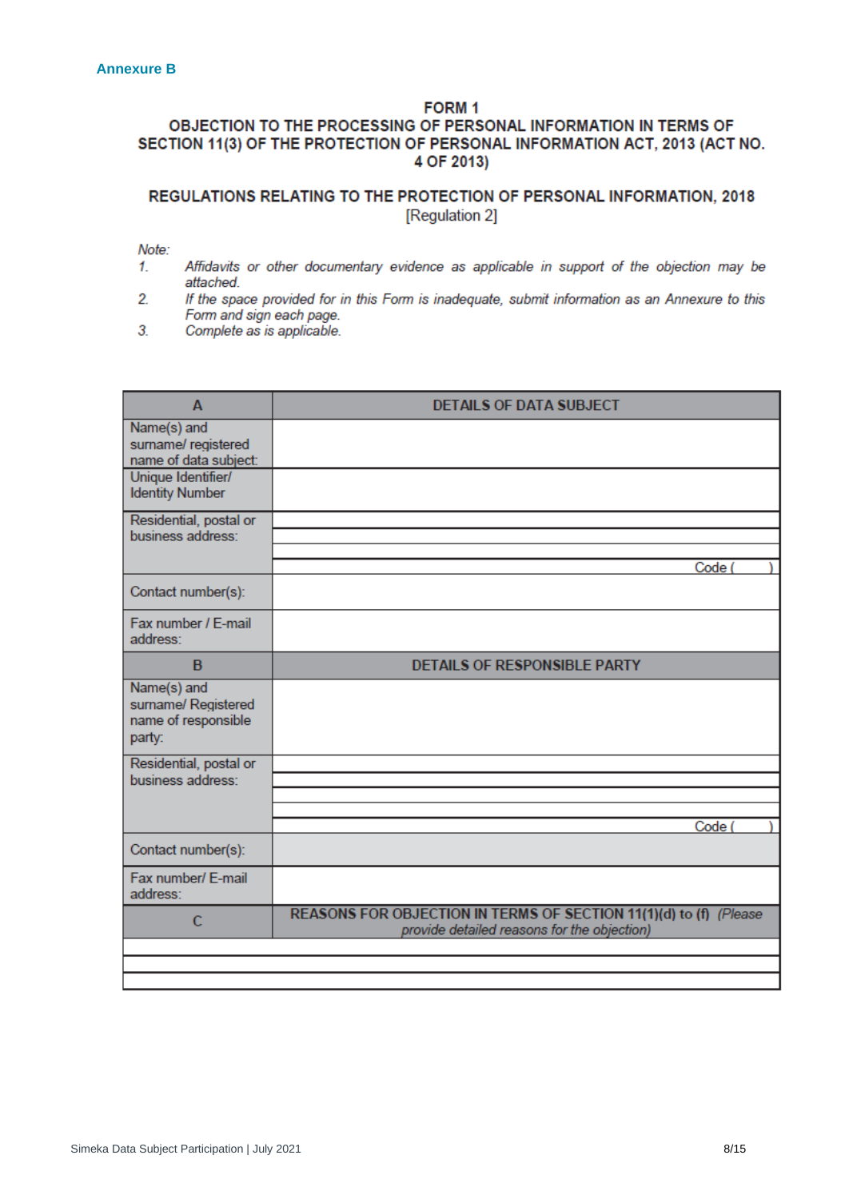**Annexure B**

# FORM 1

## OBJECTION TO THE PROCESSING OF PERSONAL INFORMATION IN TERMS OF SECTION 11(3) OF THE PROTECTION OF PERSONAL INFORMATION ACT, 2013 (ACT NO. 4 OF 2013)

## REGULATIONS RELATING TO THE PROTECTION OF PERSONAL INFORMATION, 2018

[Regulation 2]

*Note:*

1. *Affidavits or other documentary evidence as applicable in support of the objection may be attached.*
2. *If the space provided for in this Form is inadequate, submit information as an Annexure to this Form and sign each page.*
3. *Complete as is applicable.*

| A | DETAILS OF DATA SUBJECT |
|---|---|
| Name(s) and surname/ registered name of data subject: | |
| Unique Identifier/ Identity Number | |
| Residential, postal or business address: | Code ( ) |
| Contact number(s): | |
| Fax number / E-mail address: | |
| **B** | **DETAILS OF RESPONSIBLE PARTY** |
| Name(s) and surname/ Registered name of responsible party: | |
| Residential, postal or business address: | Code ( ) |
| Contact number(s): | |
| Fax number/ E-mail address: | |
| **C** | **REASONS FOR OBJECTION IN TERMS OF SECTION 11(1)(d) to (f)** *(Please provide detailed reasons for the objection)* |
| | |
| | |
| | |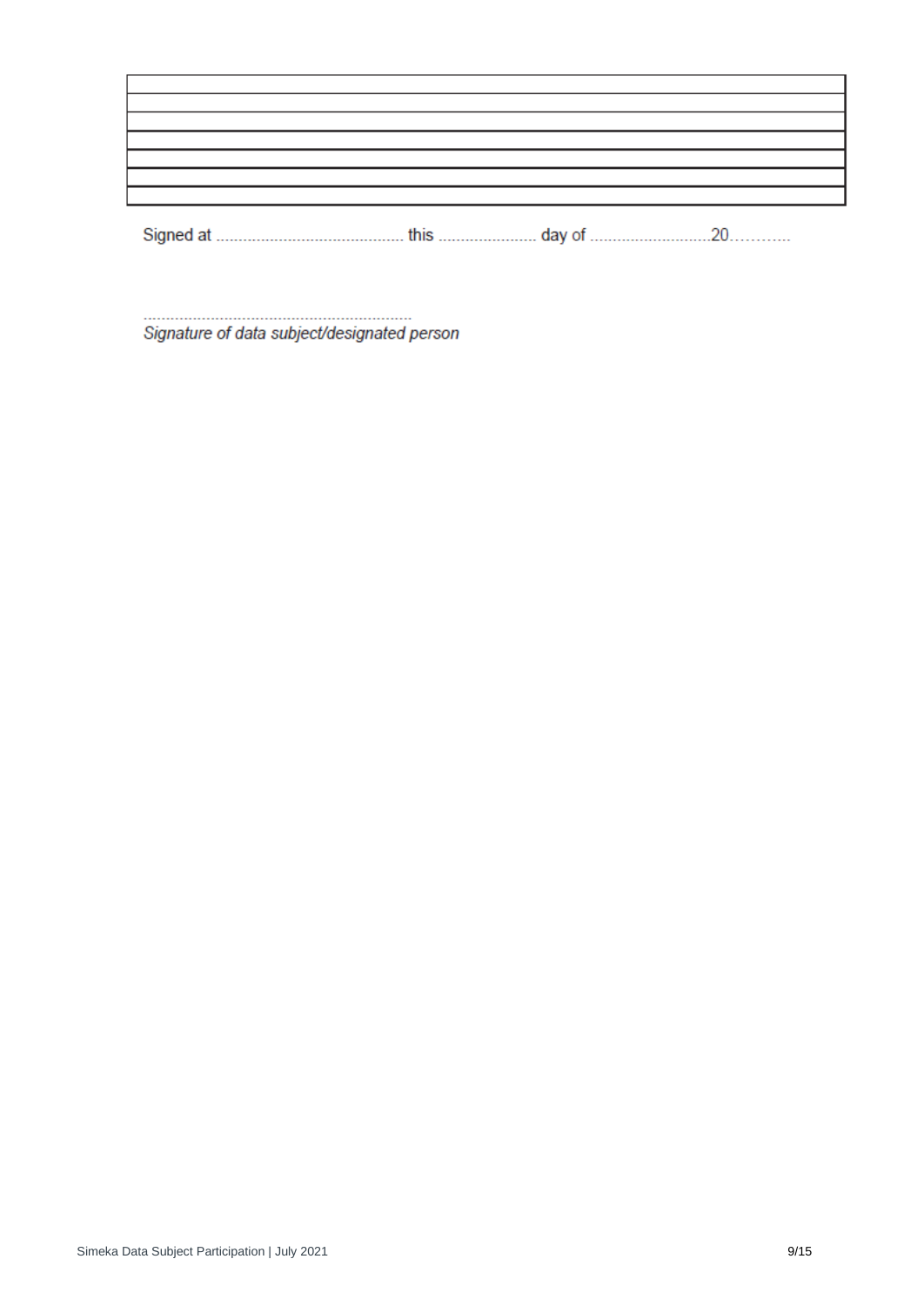| |
|---|
| |
| |
| |
| |
| |
| |

Signed at .......................................... this ...................... day of ..........................20………..

..............................................................
*Signature of data subject/designated person*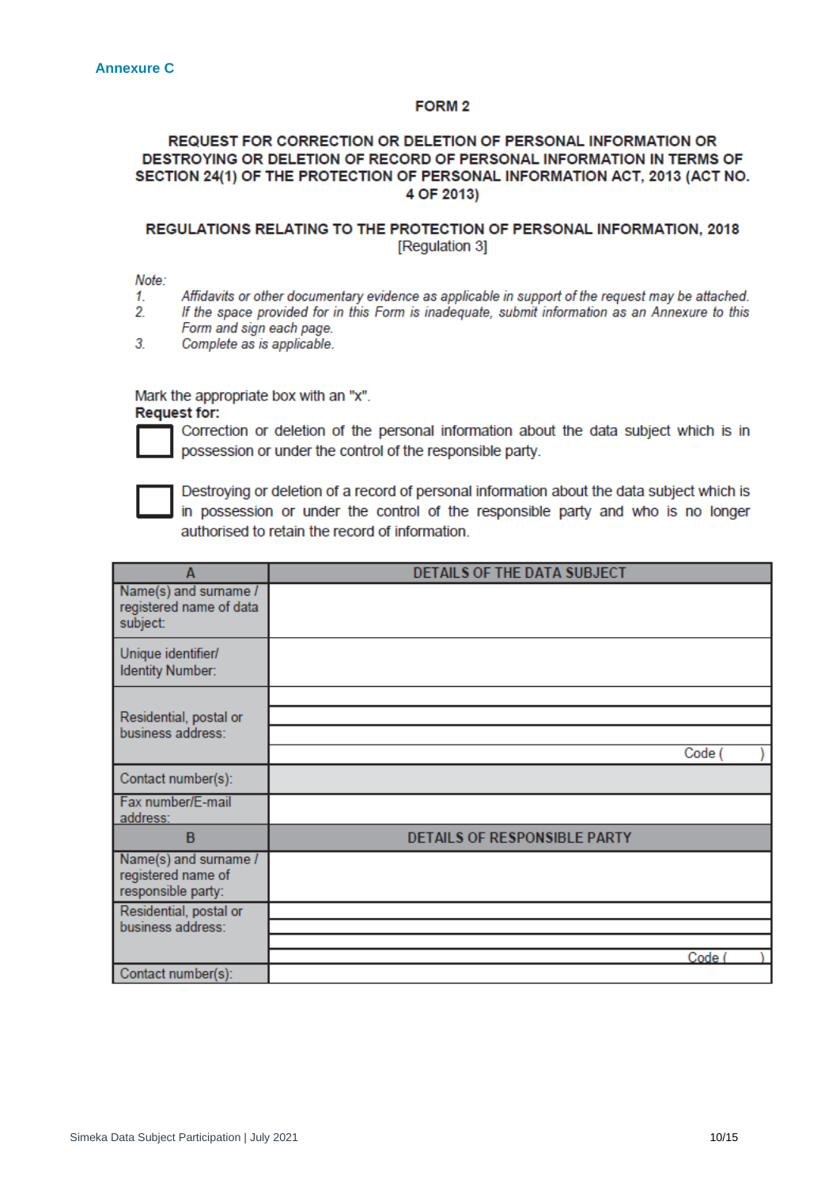**Annexure C**

# FORM 2

## REQUEST FOR CORRECTION OR DELETION OF PERSONAL INFORMATION OR DESTROYING OR DELETION OF RECORD OF PERSONAL INFORMATION IN TERMS OF SECTION 24(1) OF THE PROTECTION OF PERSONAL INFORMATION ACT, 2013 (ACT NO. 4 OF 2013)

## REGULATIONS RELATING TO THE PROTECTION OF PERSONAL INFORMATION, 2018

[Regulation 3]

*Note:*

1. *Affidavits or other documentary evidence as applicable in support of the request may be attached.*
2. *If the space provided for in this Form is inadequate, submit information as an Annexure to this Form and sign each page.*
3. *Complete as is applicable.*

Mark the appropriate box with an "x".

**Request for:**

☐ Correction or deletion of the personal information about the data subject which is in possession or under the control of the responsible party.

☐ Destroying or deletion of a record of personal information about the data subject which is in possession or under the control of the responsible party and who is no longer authorised to retain the record of information.

| A | DETAILS OF THE DATA SUBJECT |
|---|---|
| Name(s) and surname / registered name of data subject: | |
| Unique identifier/ Identity Number: | |
| Residential, postal or business address: | |
| | |
| | |
| | Code ( ) |
| Contact number(s): | |
| Fax number/E-mail address: | |
| **B** | **DETAILS OF RESPONSIBLE PARTY** |
| Name(s) and surname / registered name of responsible party: | |
| Residential, postal or business address: | |
| | |
| | |
| | Code ( ) |
| Contact number(s): | |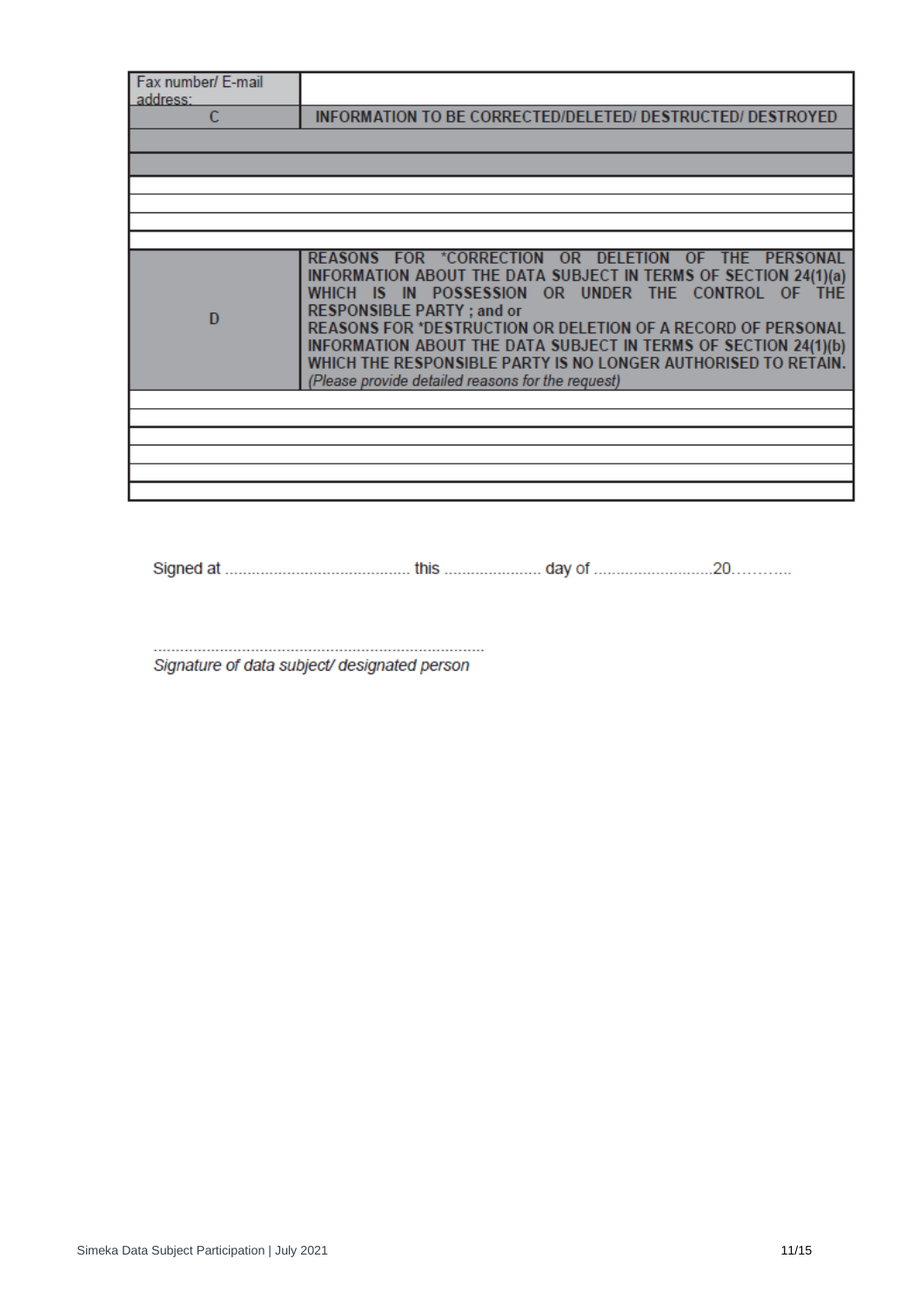| Fax number/ E-mail address: | |
|---|---|
| **C** | **INFORMATION TO BE CORRECTED/DELETED/ DESTRUCTED/ DESTROYED** |
| | |
| | |
| | |
| | |
| | |
| | |
| **D** | **REASONS FOR \*CORRECTION OR DELETION OF THE PERSONAL INFORMATION ABOUT THE DATA SUBJECT IN TERMS OF SECTION 24(1)(a) WHICH IS IN POSSESSION OR UNDER THE CONTROL OF THE RESPONSIBLE PARTY ; and or**<br>**REASONS FOR \*DESTRUCTION OR DELETION OF A RECORD OF PERSONAL INFORMATION ABOUT THE DATA SUBJECT IN TERMS OF SECTION 24(1)(b) WHICH THE RESPONSIBLE PARTY IS NO LONGER AUTHORISED TO RETAIN.**<br>*(Please provide detailed reasons for the request)* |
| | |
| | |
| | |
| | |
| | |
| | |

Signed at .......................................... this ...................... day of ...........................20………..

..............................................................................
*Signature of data subject/ designated person*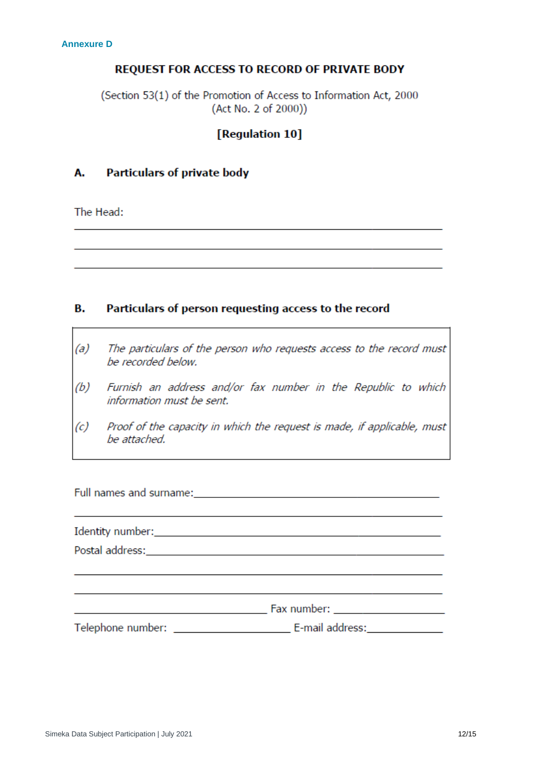Annexure D

# REQUEST FOR ACCESS TO RECORD OF PRIVATE BODY

(Section 53(1) of the Promotion of Access to Information Act, 2000
(Act No. 2 of 2000))

**[Regulation 10]**

## A. Particulars of private body

The Head:

______________________________________________________________

______________________________________________________________

______________________________________________________________

## B. Particulars of person requesting access to the record

*(a) The particulars of the person who requests access to the record must be recorded below.*

*(b) Furnish an address and/or fax number in the Republic to which information must be sent.*

*(c) Proof of the capacity in which the request is made, if applicable, must be attached.*

Full names and surname:_____________________________________________

______________________________________________________________

Identity number:_____________________________________________________

Postal address:______________________________________________________

______________________________________________________________

______________________________________________________________

_________________________________ Fax number: ___________________

Telephone number: ___________________ E-mail address:_____________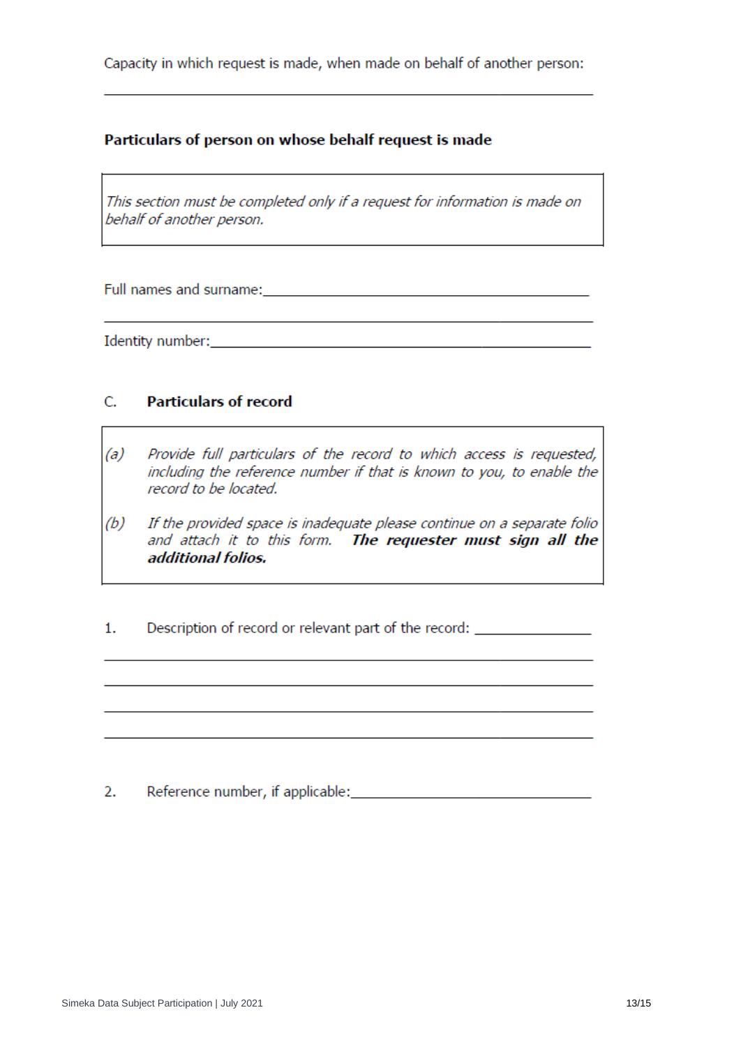Capacity in which request is made, when made on behalf of another person:

\_\_\_\_\_\_\_\_\_\_\_\_\_\_\_\_\_\_\_\_\_\_\_\_\_\_\_\_\_\_\_\_\_\_\_\_\_\_\_\_\_\_\_\_\_\_\_\_\_\_\_\_\_\_\_\_\_\_\_\_

**Particulars of person on whose behalf request is made**

> *This section must be completed only if a request for information is made on behalf of another person.*

Full names and surname:\_\_\_\_\_\_\_\_\_\_\_\_\_\_\_\_\_\_\_\_\_\_\_\_\_\_\_\_\_\_\_\_\_\_\_\_\_\_\_\_

\_\_\_\_\_\_\_\_\_\_\_\_\_\_\_\_\_\_\_\_\_\_\_\_\_\_\_\_\_\_\_\_\_\_\_\_\_\_\_\_\_\_\_\_\_\_\_\_\_\_\_\_\_\_\_\_\_\_\_\_

Identity number:\_\_\_\_\_\_\_\_\_\_\_\_\_\_\_\_\_\_\_\_\_\_\_\_\_\_\_\_\_\_\_\_\_\_\_\_\_\_\_\_\_\_\_\_\_\_

## C. Particulars of record

> (a) *Provide full particulars of the record to which access is requested, including the reference number if that is known to you, to enable the record to be located.*
>
> (b) *If the provided space is inadequate please continue on a separate folio and attach it to this form.* ***The requester must sign all the additional folios.***

1. Description of record or relevant part of the record: \_\_\_\_\_\_\_\_\_\_\_\_\_\_\_

\_\_\_\_\_\_\_\_\_\_\_\_\_\_\_\_\_\_\_\_\_\_\_\_\_\_\_\_\_\_\_\_\_\_\_\_\_\_\_\_\_\_\_\_\_\_\_\_\_\_\_\_\_\_\_\_\_\_\_\_

\_\_\_\_\_\_\_\_\_\_\_\_\_\_\_\_\_\_\_\_\_\_\_\_\_\_\_\_\_\_\_\_\_\_\_\_\_\_\_\_\_\_\_\_\_\_\_\_\_\_\_\_\_\_\_\_\_\_\_\_

\_\_\_\_\_\_\_\_\_\_\_\_\_\_\_\_\_\_\_\_\_\_\_\_\_\_\_\_\_\_\_\_\_\_\_\_\_\_\_\_\_\_\_\_\_\_\_\_\_\_\_\_\_\_\_\_\_\_\_\_

\_\_\_\_\_\_\_\_\_\_\_\_\_\_\_\_\_\_\_\_\_\_\_\_\_\_\_\_\_\_\_\_\_\_\_\_\_\_\_\_\_\_\_\_\_\_\_\_\_\_\_\_\_\_\_\_\_\_\_\_

2. Reference number, if applicable:\_\_\_\_\_\_\_\_\_\_\_\_\_\_\_\_\_\_\_\_\_\_\_\_\_\_\_\_\_\_\_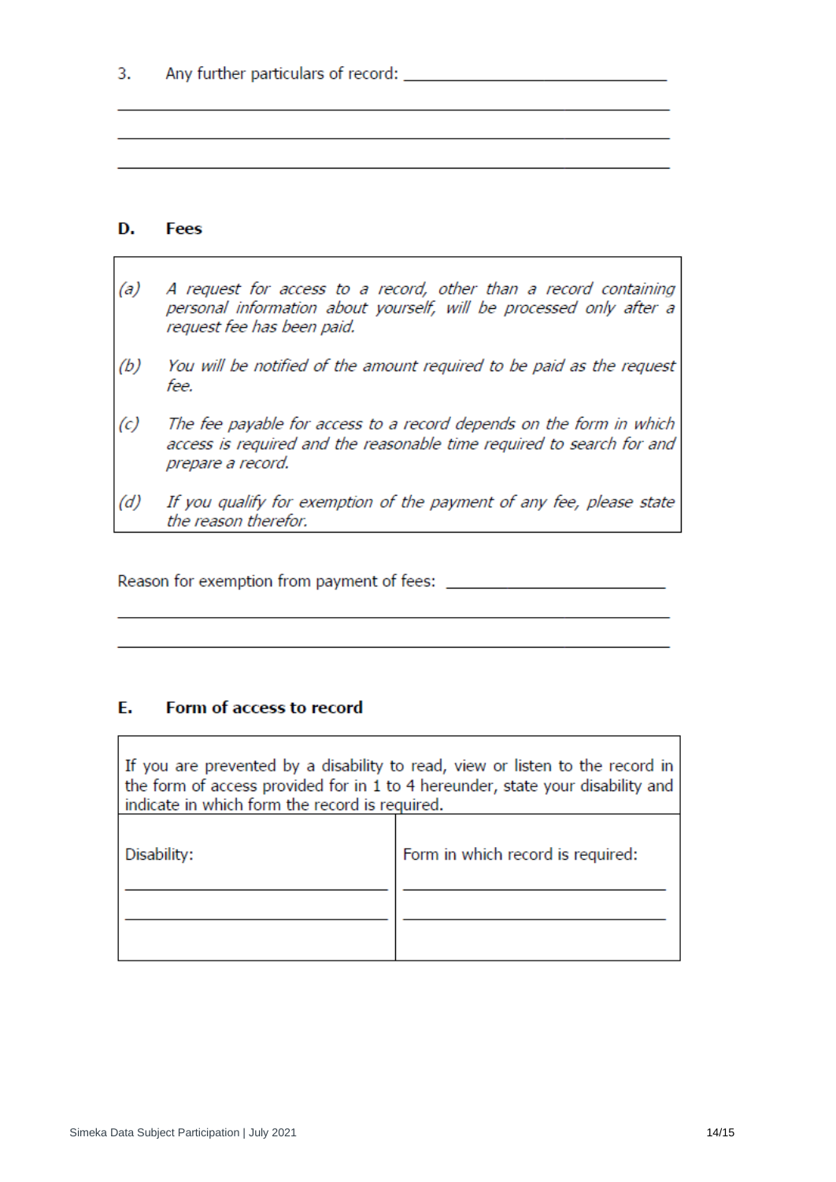3. Any further particulars of record: ______________________________

_______________________________________________________________

_______________________________________________________________

_______________________________________________________________

## D. Fees

*(a) A request for access to a record, other than a record containing personal information about yourself, will be processed only after a request fee has been paid.*

*(b) You will be notified of the amount required to be paid as the request fee.*

*(c) The fee payable for access to a record depends on the form in which access is required and the reasonable time required to search for and prepare a record.*

*(d) If you qualify for exemption of the payment of any fee, please state the reason therefor.*

Reason for exemption from payment of fees: ________________________

_______________________________________________________________

_______________________________________________________________

## E. Form of access to record

| If you are prevented by a disability to read, view or listen to the record in the form of access provided for in 1 to 4 hereunder, state your disability and indicate in which form the record is required. | |
|---|---|
| Disability:<br>______________________<br>______________________ | Form in which record is required:<br>______________________<br>______________________ |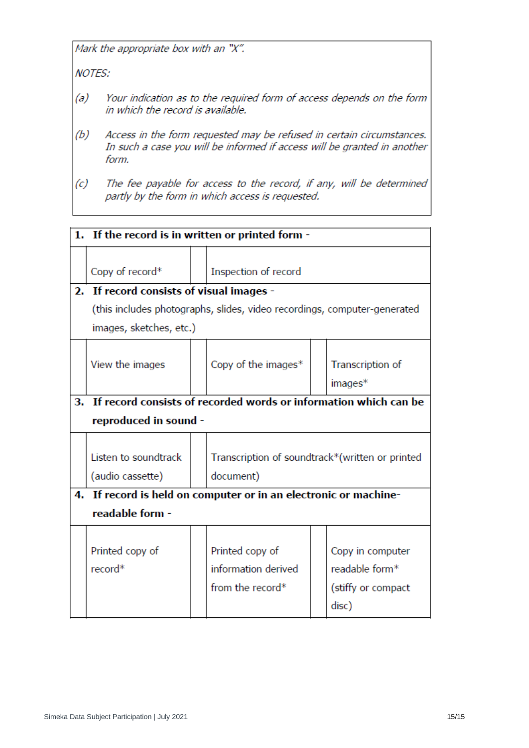*Mark the appropriate box with an "X".*

*NOTES:*

*(a) Your indication as to the required form of access depends on the form in which the record is available.*

*(b) Access in the form requested may be refused in certain circumstances. In such a case you will be informed if access will be granted in another form.*

*(c) The fee payable for access to the record, if any, will be determined partly by the form in which access is requested.*

**1. If the record is in written or printed form -**

| | | | |
|---|---|---|---|
| | Copy of record* | | Inspection of record |

**2. If record consists of visual images -**

(this includes photographs, slides, video recordings, computer-generated images, sketches, etc.)

| | | | | | |
|---|---|---|---|---|---|
| | View the images | | Copy of the images* | | Transcription of images* |

**3. If record consists of recorded words or information which can be reproduced in sound -**

| | | | |
|---|---|---|---|
| | Listen to soundtrack (audio cassette) | | Transcription of soundtrack*(written or printed document) |

**4. If record is held on computer or in an electronic or machine-readable form -**

| | | | | | |
|---|---|---|---|---|---|
| | Printed copy of record* | | Printed copy of information derived from the record* | | Copy in computer readable form* (stiffy or compact disc) |